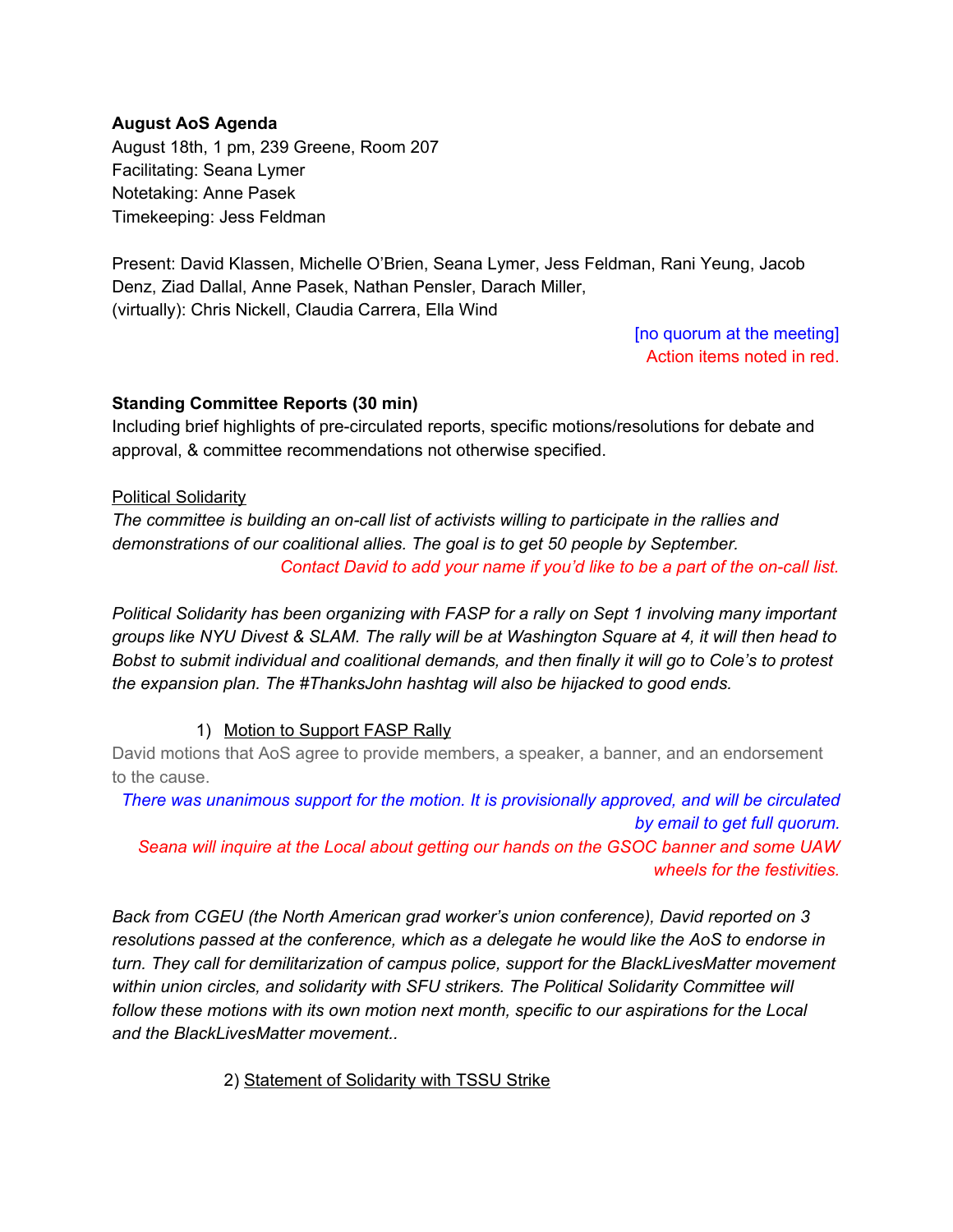**August AoS Agenda**
August 18th, 1 pm, 239 Greene, Room 207
Facilitating: Seana Lymer
Notetaking: Anne Pasek
Timekeeping: Jess Feldman

Present: David Klassen, Michelle O'Brien, Seana Lymer, Jess Feldman, Rani Yeung, Jacob Denz, Ziad Dallal, Anne Pasek, Nathan Pensler, Darach Miller,
(virtually): Chris Nickell, Claudia Carrera, Ella Wind

[no quorum at the meeting]
Action items noted in red.

**Standing Committee Reports (30 min)**
Including brief highlights of pre-circulated reports, specific motions/resolutions for debate and approval, & committee recommendations not otherwise specified.

Political Solidarity
*The committee is building an on-call list of activists willing to participate in the rallies and demonstrations of our coalitional allies. The goal is to get 50 people by September.*
*Contact David to add your name if you'd like to be a part of the on-call list.*

*Political Solidarity has been organizing with FASP for a rally on Sept 1 involving many important groups like NYU Divest & SLAM. The rally will be at Washington Square at 4, it will then head to Bobst to submit individual and coalitional demands, and then finally it will go to Cole's to protest the expansion plan. The #ThanksJohn hashtag will also be hijacked to good ends.*

1) Motion to Support FASP Rally

David motions that AoS agree to provide members, a speaker, a banner, and an endorsement to the cause.

*There was unanimous support for the motion. It is provisionally approved, and will be circulated by email to get full quorum.*
*Seana will inquire at the Local about getting our hands on the GSOC banner and some UAW wheels for the festivities.*

*Back from CGEU (the North American grad worker's union conference), David reported on 3 resolutions passed at the conference, which as a delegate he would like the AoS to endorse in turn. They call for demilitarization of campus police, support for the BlackLivesMatter movement within union circles, and solidarity with SFU strikers. The Political Solidarity Committee will follow these motions with its own motion next month, specific to our aspirations for the Local and the BlackLivesMatter movement..*

2) Statement of Solidarity with TSSU Strike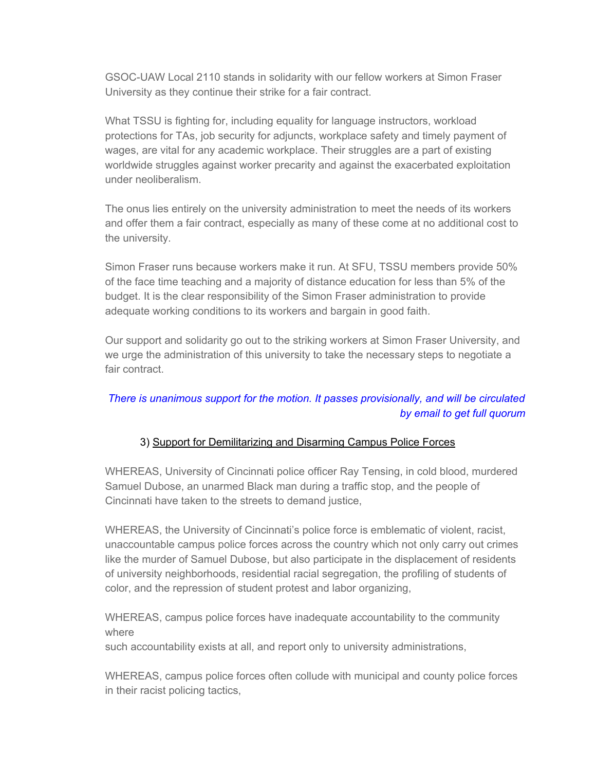GSOC-UAW Local 2110 stands in solidarity with our fellow workers at Simon Fraser University as they continue their strike for a fair contract.

What TSSU is fighting for, including equality for language instructors, workload protections for TAs, job security for adjuncts, workplace safety and timely payment of wages, are vital for any academic workplace. Their struggles are a part of existing worldwide struggles against worker precarity and against the exacerbated exploitation under neoliberalism.

The onus lies entirely on the university administration to meet the needs of its workers and offer them a fair contract, especially as many of these come at no additional cost to the university.

Simon Fraser runs because workers make it run. At SFU, TSSU members provide 50% of the face time teaching and a majority of distance education for less than 5% of the budget. It is the clear responsibility of the Simon Fraser administration to provide adequate working conditions to its workers and bargain in good faith.

Our support and solidarity go out to the striking workers at Simon Fraser University, and we urge the administration of this university to take the necessary steps to negotiate a fair contract.

*There is unanimous support for the motion. It passes provisionally, and will be circulated by email to get full quorum*

3) Support for Demilitarizing and Disarming Campus Police Forces

WHEREAS, University of Cincinnati police officer Ray Tensing, in cold blood, murdered Samuel Dubose, an unarmed Black man during a traffic stop, and the people of Cincinnati have taken to the streets to demand justice,

WHEREAS, the University of Cincinnati's police force is emblematic of violent, racist, unaccountable campus police forces across the country which not only carry out crimes like the murder of Samuel Dubose, but also participate in the displacement of residents of university neighborhoods, residential racial segregation, the profiling of students of color, and the repression of student protest and labor organizing,

WHEREAS, campus police forces have inadequate accountability to the community where
such accountability exists at all, and report only to university administrations,

WHEREAS, campus police forces often collude with municipal and county police forces in their racist policing tactics,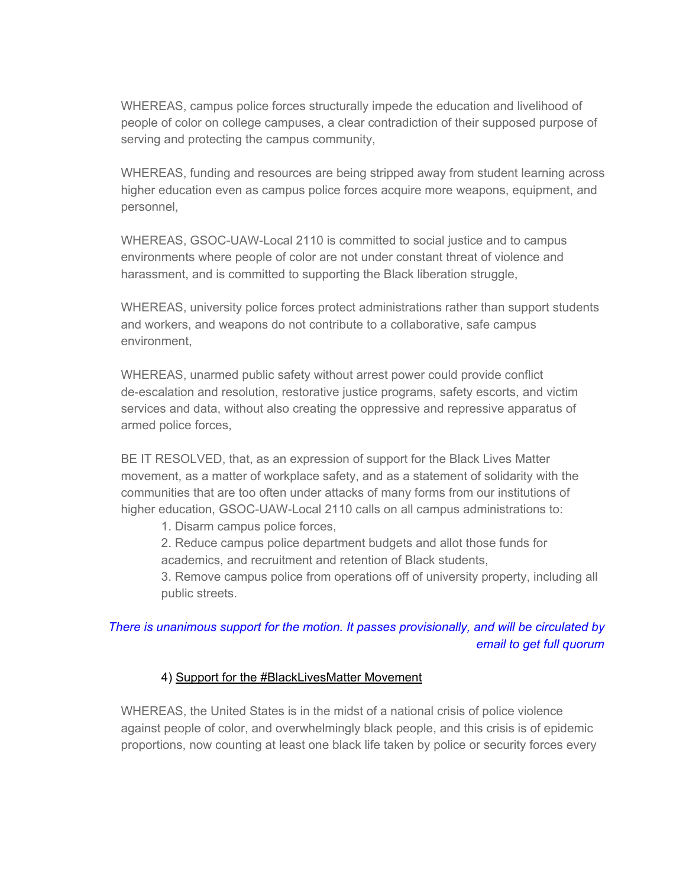WHEREAS, campus police forces structurally impede the education and livelihood of people of color on college campuses, a clear contradiction of their supposed purpose of serving and protecting the campus community,

WHEREAS, funding and resources are being stripped away from student learning across higher education even as campus police forces acquire more weapons, equipment, and personnel,

WHEREAS, GSOC-UAW-Local 2110 is committed to social justice and to campus environments where people of color are not under constant threat of violence and harassment, and is committed to supporting the Black liberation struggle,

WHEREAS, university police forces protect administrations rather than support students and workers, and weapons do not contribute to a collaborative, safe campus environment,

WHEREAS, unarmed public safety without arrest power could provide conflict de-escalation and resolution, restorative justice programs, safety escorts, and victim services and data, without also creating the oppressive and repressive apparatus of armed police forces,

BE IT RESOLVED, that, as an expression of support for the Black Lives Matter movement, as a matter of workplace safety, and as a statement of solidarity with the communities that are too often under attacks of many forms from our institutions of higher education, GSOC-UAW-Local 2110 calls on all campus administrations to:

1. Disarm campus police forces,
2. Reduce campus police department budgets and allot those funds for academics, and recruitment and retention of Black students,
3. Remove campus police from operations off of university property, including all public streets.

*There is unanimous support for the motion. It passes provisionally, and will be circulated by email to get full quorum*

4) Support for the #BlackLivesMatter Movement

WHEREAS, the United States is in the midst of a national crisis of police violence against people of color, and overwhelmingly black people, and this crisis is of epidemic proportions, now counting at least one black life taken by police or security forces every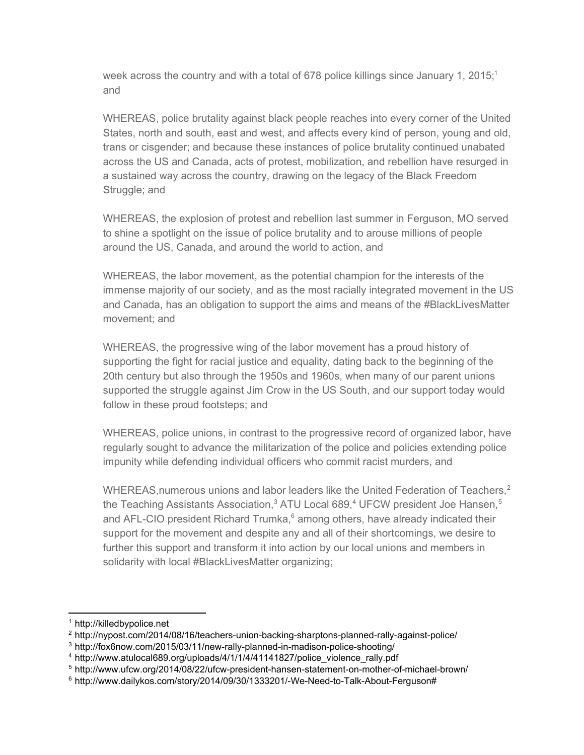week across the country and with a total of 678 police killings since January 1, 2015;[1] and

WHEREAS, police brutality against black people reaches into every corner of the United States, north and south, east and west, and affects every kind of person, young and old, trans or cisgender; and because these instances of police brutality continued unabated across the US and Canada, acts of protest, mobilization, and rebellion have resurged in a sustained way across the country, drawing on the legacy of the Black Freedom Struggle; and

WHEREAS, the explosion of protest and rebellion last summer in Ferguson, MO served to shine a spotlight on the issue of police brutality and to arouse millions of people around the US, Canada, and around the world to action, and

WHEREAS, the labor movement, as the potential champion for the interests of the immense majority of our society, and as the most racially integrated movement in the US and Canada, has an obligation to support the aims and means of the #BlackLivesMatter movement; and

WHEREAS, the progressive wing of the labor movement has a proud history of supporting the fight for racial justice and equality, dating back to the beginning of the 20th century but also through the 1950s and 1960s, when many of our parent unions supported the struggle against Jim Crow in the US South, and our support today would follow in these proud footsteps; and

WHEREAS, police unions, in contrast to the progressive record of organized labor, have regularly sought to advance the militarization of the police and policies extending police impunity while defending individual officers who commit racist murders, and

WHEREAS,numerous unions and labor leaders like the United Federation of Teachers,[2] the Teaching Assistants Association,[3] ATU Local 689,[4] UFCW president Joe Hansen,[5] and AFL-CIO president Richard Trumka,[6] among others, have already indicated their support for the movement and despite any and all of their shortcomings, we desire to further this support and transform it into action by our local unions and members in solidarity with local #BlackLivesMatter organizing;

---

[1] http://killedbypolice.net

[2] http://nypost.com/2014/08/16/teachers-union-backing-sharptons-planned-rally-against-police/

[3] http://fox6now.com/2015/03/11/new-rally-planned-in-madison-police-shooting/

[4] http://www.atulocal689.org/uploads/4/1/1/4/41141827/police_violence_rally.pdf

[5] http://www.ufcw.org/2014/08/22/ufcw-president-hansen-statement-on-mother-of-michael-brown/

[6] http://www.dailykos.com/story/2014/09/30/1333201/-We-Need-to-Talk-About-Ferguson#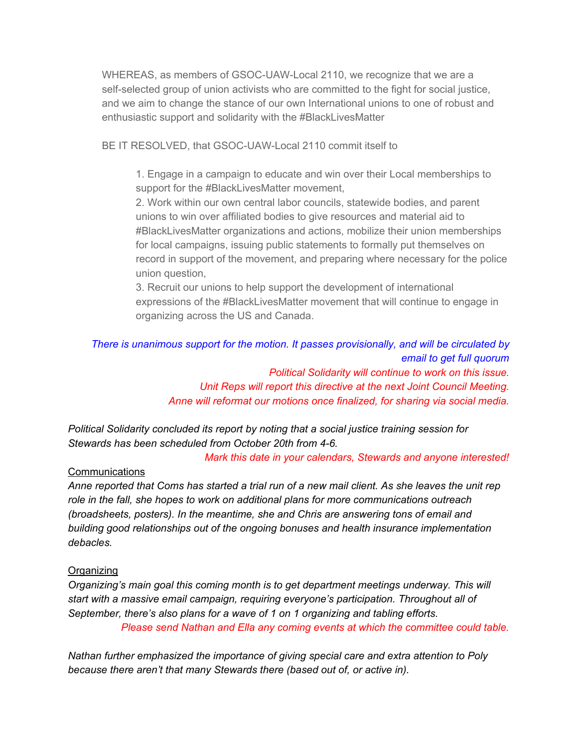WHEREAS, as members of GSOC-UAW-Local 2110, we recognize that we are a self-selected group of union activists who are committed to the fight for social justice, and we aim to change the stance of our own International unions to one of robust and enthusiastic support and solidarity with the #BlackLivesMatter

BE IT RESOLVED, that GSOC-UAW-Local 2110 commit itself to

1. Engage in a campaign to educate and win over their Local memberships to support for the #BlackLivesMatter movement,
2. Work within our own central labor councils, statewide bodies, and parent unions to win over affiliated bodies to give resources and material aid to #BlackLivesMatter organizations and actions, mobilize their union memberships for local campaigns, issuing public statements to formally put themselves on record in support of the movement, and preparing where necessary for the police union question,
3. Recruit our unions to help support the development of international expressions of the #BlackLivesMatter movement that will continue to engage in organizing across the US and Canada.

*There is unanimous support for the motion. It passes provisionally, and will be circulated by email to get full quorum*

*Political Solidarity will continue to work on this issue.*

*Unit Reps will report this directive at the next Joint Council Meeting.*

*Anne will reformat our motions once finalized, for sharing via social media.*

*Political Solidarity concluded its report by noting that a social justice training session for Stewards has been scheduled from October 20th from 4-6.*

*Mark this date in your calendars, Stewards and anyone interested!*

Communications

*Anne reported that Coms has started a trial run of a new mail client. As she leaves the unit rep role in the fall, she hopes to work on additional plans for more communications outreach (broadsheets, posters). In the meantime, she and Chris are answering tons of email and building good relationships out of the ongoing bonuses and health insurance implementation debacles.*

Organizing

*Organizing's main goal this coming month is to get department meetings underway. This will start with a massive email campaign, requiring everyone's participation. Throughout all of September, there's also plans for a wave of 1 on 1 organizing and tabling efforts.*

*Please send Nathan and Ella any coming events at which the committee could table.*

*Nathan further emphasized the importance of giving special care and extra attention to Poly because there aren't that many Stewards there (based out of, or active in).*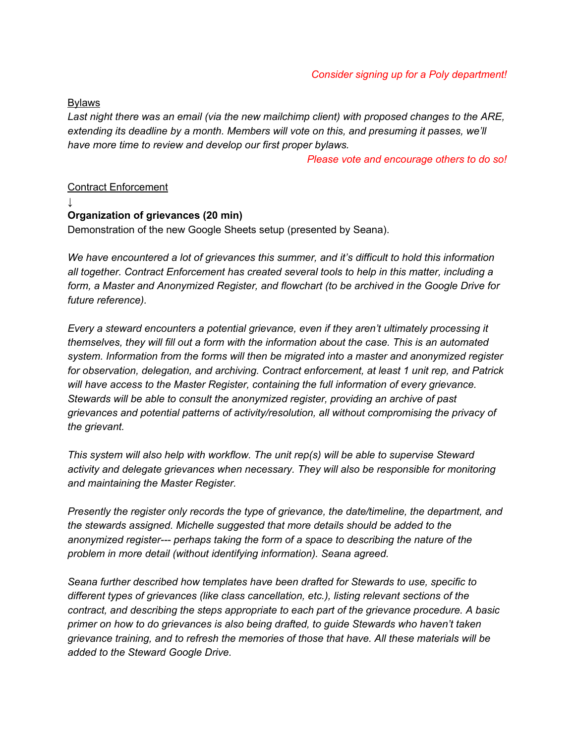*Consider signing up for a Poly department!*

<u>Bylaws</u>

*Last night there was an email (via the new mailchimp client) with proposed changes to the ARE, extending its deadline by a month. Members will vote on this, and presuming it passes, we'll have more time to review and develop our first proper bylaws.*

*Please vote and encourage others to do so!*

<u>Contract Enforcement</u>

↓

**Organization of grievances (20 min)**

Demonstration of the new Google Sheets setup (presented by Seana).

*We have encountered a lot of grievances this summer, and it's difficult to hold this information all together. Contract Enforcement has created several tools to help in this matter, including a form, a Master and Anonymized Register, and flowchart (to be archived in the Google Drive for future reference).*

*Every a steward encounters a potential grievance, even if they aren't ultimately processing it themselves, they will fill out a form with the information about the case. This is an automated system. Information from the forms will then be migrated into a master and anonymized register for observation, delegation, and archiving. Contract enforcement, at least 1 unit rep, and Patrick will have access to the Master Register, containing the full information of every grievance. Stewards will be able to consult the anonymized register, providing an archive of past grievances and potential patterns of activity/resolution, all without compromising the privacy of the grievant.*

*This system will also help with workflow. The unit rep(s) will be able to supervise Steward activity and delegate grievances when necessary. They will also be responsible for monitoring and maintaining the Master Register.*

*Presently the register only records the type of grievance, the date/timeline, the department, and the stewards assigned. Michelle suggested that more details should be added to the anonymized register--- perhaps taking the form of a space to describing the nature of the problem in more detail (without identifying information). Seana agreed.*

*Seana further described how templates have been drafted for Stewards to use, specific to different types of grievances (like class cancellation, etc.), listing relevant sections of the contract, and describing the steps appropriate to each part of the grievance procedure. A basic primer on how to do grievances is also being drafted, to guide Stewards who haven't taken grievance training, and to refresh the memories of those that have. All these materials will be added to the Steward Google Drive.*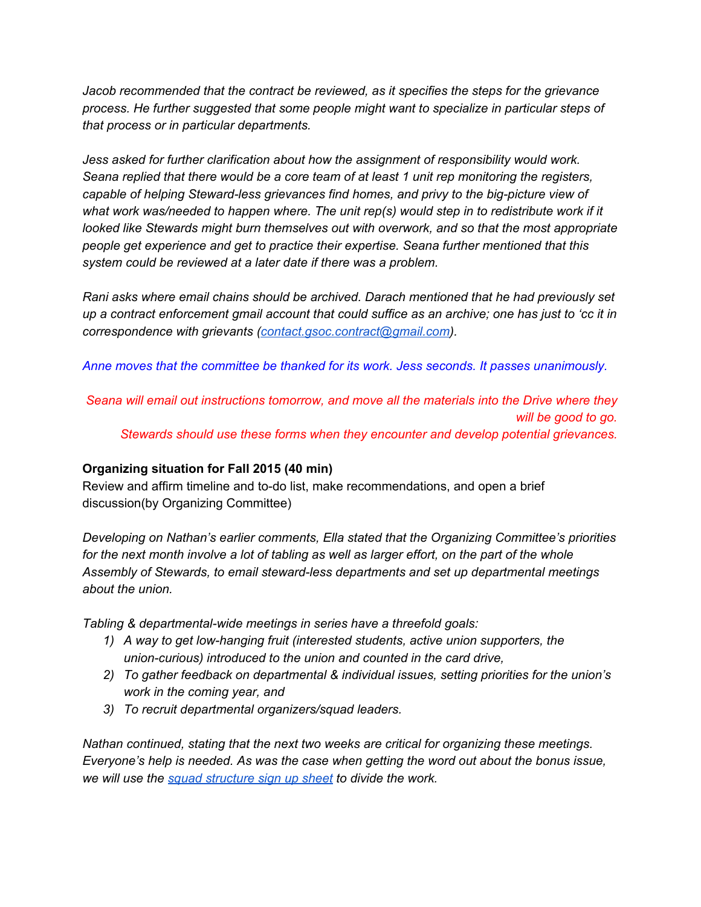*Jacob recommended that the contract be reviewed, as it specifies the steps for the grievance process. He further suggested that some people might want to specialize in particular steps of that process or in particular departments.*

*Jess asked for further clarification about how the assignment of responsibility would work. Seana replied that there would be a core team of at least 1 unit rep monitoring the registers, capable of helping Steward-less grievances find homes, and privy to the big-picture view of what work was/needed to happen where. The unit rep(s) would step in to redistribute work if it looked like Stewards might burn themselves out with overwork, and so that the most appropriate people get experience and get to practice their expertise. Seana further mentioned that this system could be reviewed at a later date if there was a problem.*

*Rani asks where email chains should be archived. Darach mentioned that he had previously set up a contract enforcement gmail account that could suffice as an archive; one has just to 'cc it in correspondence with grievants ([contact.gsoc.contract@gmail.com](mailto:contact.gsoc.contract@gmail.com)).*

*Anne moves that the committee be thanked for its work. Jess seconds. It passes unanimously.*

*Seana will email out instructions tomorrow, and move all the materials into the Drive where they will be good to go.*
*Stewards should use these forms when they encounter and develop potential grievances.*

**Organizing situation for Fall 2015 (40 min)**
Review and affirm timeline and to-do list, make recommendations, and open a brief discussion(by Organizing Committee)

*Developing on Nathan's earlier comments, Ella stated that the Organizing Committee's priorities for the next month involve a lot of tabling as well as larger effort, on the part of the whole Assembly of Stewards, to email steward-less departments and set up departmental meetings about the union.*

*Tabling & departmental-wide meetings in series have a threefold goals:*

1) *A way to get low-hanging fruit (interested students, active union supporters, the union-curious) introduced to the union and counted in the card drive,*
2) *To gather feedback on departmental & individual issues, setting priorities for the union's work in the coming year, and*
3) *To recruit departmental organizers/squad leaders.*

*Nathan continued, stating that the next two weeks are critical for organizing these meetings. Everyone's help is needed. As was the case when getting the word out about the bonus issue, we will use the squad structure sign up sheet to divide the work.*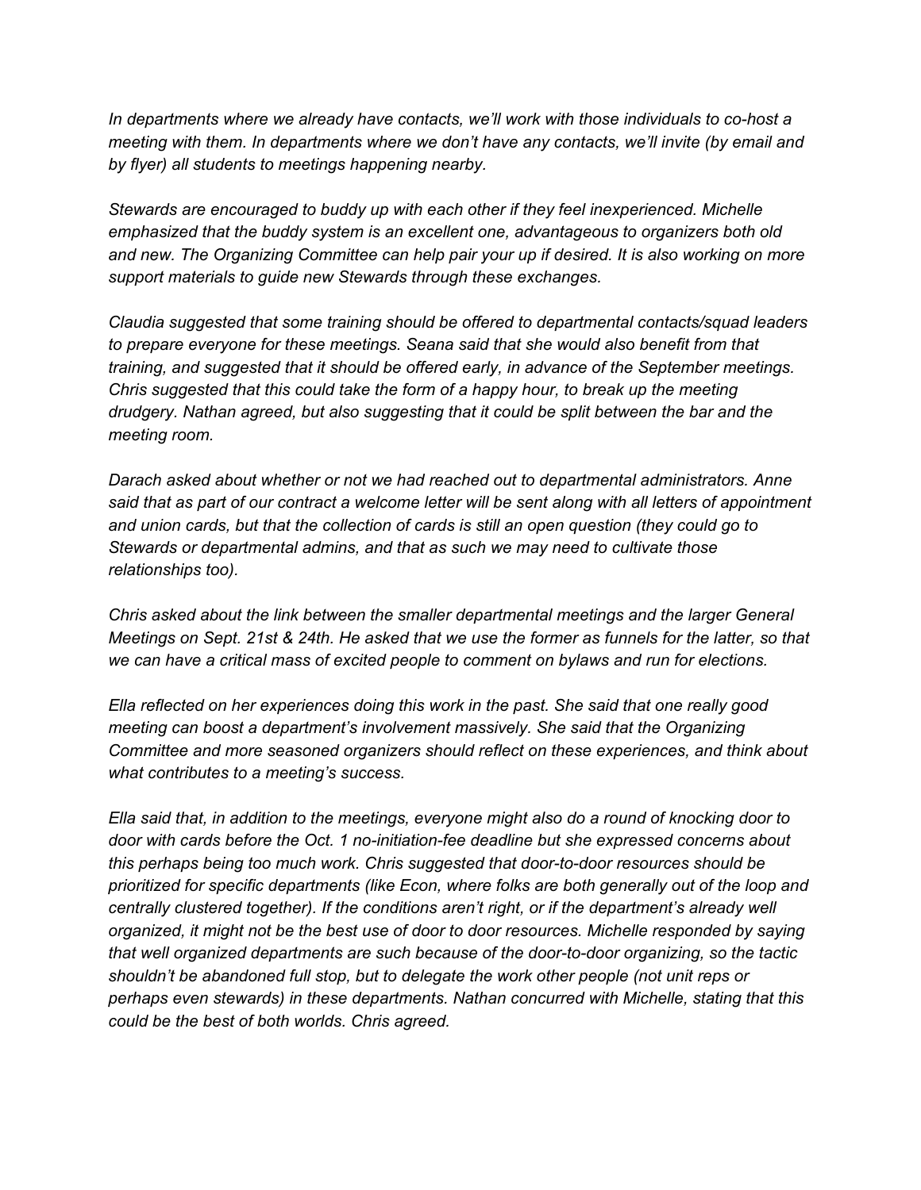*In departments where we already have contacts, we'll work with those individuals to co-host a meeting with them. In departments where we don't have any contacts, we'll invite (by email and by flyer) all students to meetings happening nearby.*

*Stewards are encouraged to buddy up with each other if they feel inexperienced. Michelle emphasized that the buddy system is an excellent one, advantageous to organizers both old and new. The Organizing Committee can help pair your up if desired. It is also working on more support materials to guide new Stewards through these exchanges.*

*Claudia suggested that some training should be offered to departmental contacts/squad leaders to prepare everyone for these meetings. Seana said that she would also benefit from that training, and suggested that it should be offered early, in advance of the September meetings. Chris suggested that this could take the form of a happy hour, to break up the meeting drudgery. Nathan agreed, but also suggesting that it could be split between the bar and the meeting room.*

*Darach asked about whether or not we had reached out to departmental administrators. Anne said that as part of our contract a welcome letter will be sent along with all letters of appointment and union cards, but that the collection of cards is still an open question (they could go to Stewards or departmental admins, and that as such we may need to cultivate those relationships too).*

*Chris asked about the link between the smaller departmental meetings and the larger General Meetings on Sept. 21st & 24th. He asked that we use the former as funnels for the latter, so that we can have a critical mass of excited people to comment on bylaws and run for elections.*

*Ella reflected on her experiences doing this work in the past. She said that one really good meeting can boost a department's involvement massively. She said that the Organizing Committee and more seasoned organizers should reflect on these experiences, and think about what contributes to a meeting's success.*

*Ella said that, in addition to the meetings, everyone might also do a round of knocking door to door with cards before the Oct. 1 no-initiation-fee deadline but she expressed concerns about this perhaps being too much work. Chris suggested that door-to-door resources should be prioritized for specific departments (like Econ, where folks are both generally out of the loop and centrally clustered together). If the conditions aren't right, or if the department's already well organized, it might not be the best use of door to door resources. Michelle responded by saying that well organized departments are such because of the door-to-door organizing, so the tactic shouldn't be abandoned full stop, but to delegate the work other people (not unit reps or perhaps even stewards) in these departments. Nathan concurred with Michelle, stating that this could be the best of both worlds. Chris agreed.*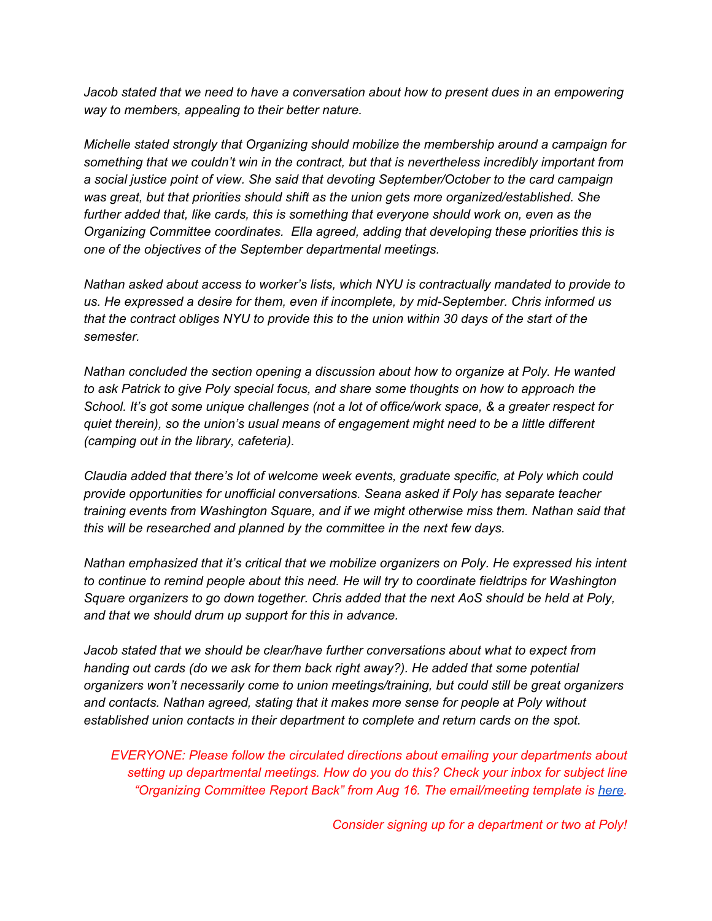*Jacob stated that we need to have a conversation about how to present dues in an empowering way to members, appealing to their better nature.*

*Michelle stated strongly that Organizing should mobilize the membership around a campaign for something that we couldn't win in the contract, but that is nevertheless incredibly important from a social justice point of view. She said that devoting September/October to the card campaign was great, but that priorities should shift as the union gets more organized/established. She further added that, like cards, this is something that everyone should work on, even as the Organizing Committee coordinates. Ella agreed, adding that developing these priorities this is one of the objectives of the September departmental meetings.*

*Nathan asked about access to worker's lists, which NYU is contractually mandated to provide to us. He expressed a desire for them, even if incomplete, by mid-September. Chris informed us that the contract obliges NYU to provide this to the union within 30 days of the start of the semester.*

*Nathan concluded the section opening a discussion about how to organize at Poly. He wanted to ask Patrick to give Poly special focus, and share some thoughts on how to approach the School. It's got some unique challenges (not a lot of office/work space, & a greater respect for quiet therein), so the union's usual means of engagement might need to be a little different (camping out in the library, cafeteria).*

*Claudia added that there's lot of welcome week events, graduate specific, at Poly which could provide opportunities for unofficial conversations. Seana asked if Poly has separate teacher training events from Washington Square, and if we might otherwise miss them. Nathan said that this will be researched and planned by the committee in the next few days.*

*Nathan emphasized that it's critical that we mobilize organizers on Poly. He expressed his intent to continue to remind people about this need. He will try to coordinate fieldtrips for Washington Square organizers to go down together. Chris added that the next AoS should be held at Poly, and that we should drum up support for this in advance.*

*Jacob stated that we should be clear/have further conversations about what to expect from handing out cards (do we ask for them back right away?). He added that some potential organizers won't necessarily come to union meetings/training, but could still be great organizers and contacts. Nathan agreed, stating that it makes more sense for people at Poly without established union contacts in their department to complete and return cards on the spot.*

*EVERYONE: Please follow the circulated directions about emailing your departments about setting up departmental meetings. How do you do this? Check your inbox for subject line "Organizing Committee Report Back" from Aug 16. The email/meeting template is here.*

*Consider signing up for a department or two at Poly!*